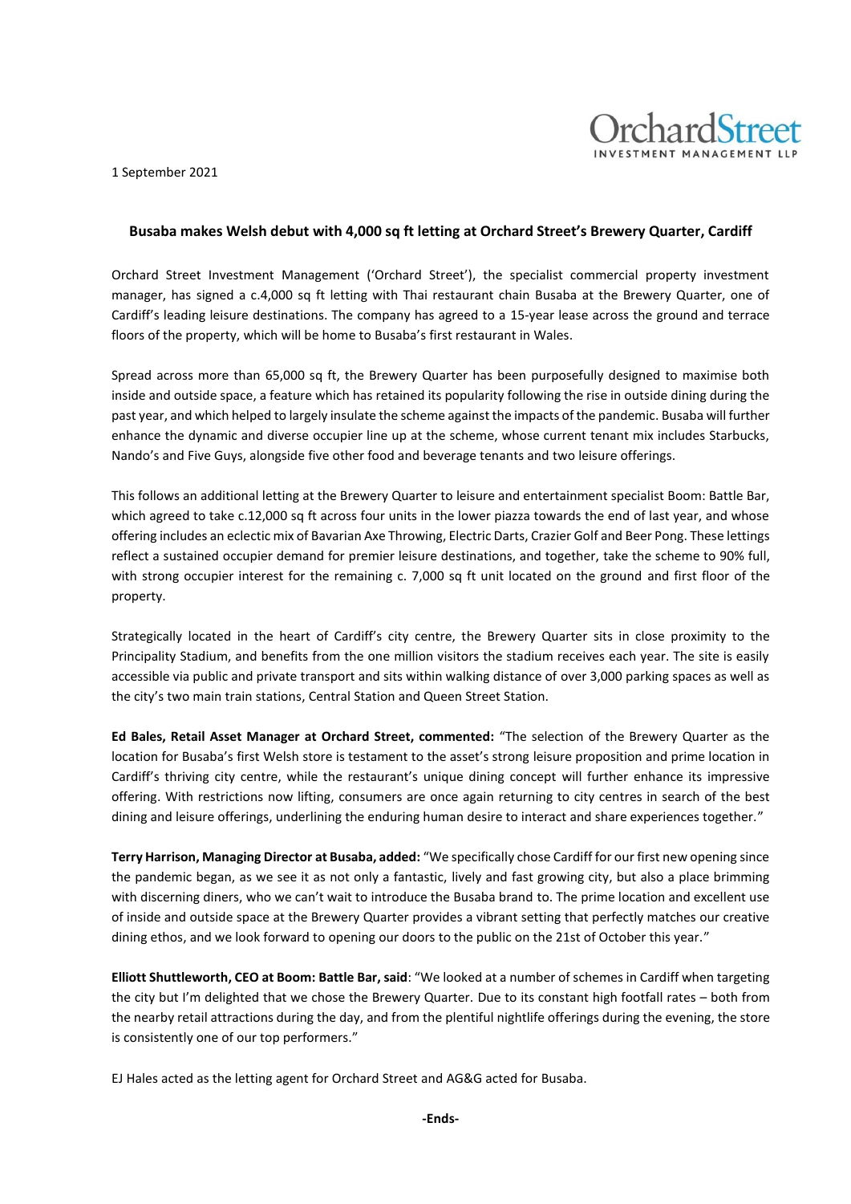1 September 2021

## Busaba makes Welsh debut with 4,000 sq ft letting at Orchard Street's Brewery Quarter, Cardiff

Orchard Street Investment Management ('Orchard Street'), the specialist commercial property investment manager, has signed a c.4,000 sq ft letting with Thai restaurant chain Busaba at the Brewery Quarter, one of Cardiff's leading leisure destinations. The company has agreed to a 15-year lease across the ground and terrace floors of the property, which will be home to Busaba's first restaurant in Wales.

Spread across more than 65,000 sq ft, the Brewery Quarter has been purposefully designed to maximise both inside and outside space, a feature which has retained its popularity following the rise in outside dining during the past year, and which helped to largely insulate the scheme against the impacts of the pandemic. Busaba will further enhance the dynamic and diverse occupier line up at the scheme, whose current tenant mix includes Starbucks, Nando's and Five Guys, alongside five other food and beverage tenants and two leisure offerings.

This follows an additional letting at the Brewery Quarter to leisure and entertainment specialist Boom: Battle Bar, which agreed to take c.12,000 sq ft across four units in the lower piazza towards the end of last year, and whose offering includes an eclectic mix of Bavarian Axe Throwing, Electric Darts, Crazier Golf and Beer Pong. These lettings reflect a sustained occupier demand for premier leisure destinations, and together, take the scheme to 90% full, with strong occupier interest for the remaining c. 7,000 sq ft unit located on the ground and first floor of the property.

Strategically located in the heart of Cardiff's city centre, the Brewery Quarter sits in close proximity to the Principality Stadium, and benefits from the one million visitors the stadium receives each year. The site is easily accessible via public and private transport and sits within walking distance of over 3,000 parking spaces as well as the city's two main train stations, Central Station and Queen Street Station.

**Ed Bales, Retail Asset Manager at Orchard Street, commented:** "The selection of the Brewery Quarter as the location for Busaba's first Welsh store is testament to the asset's strong leisure proposition and prime location in Cardiff's thriving city centre, while the restaurant's unique dining concept will further enhance its impressive offering. With restrictions now lifting, consumers are once again returning to city centres in search of the best dining and leisure offerings, underlining the enduring human desire to interact and share experiences together."

**Terry Harrison, Managing Director at Busaba, added:** "We specifically chose Cardiff for our first new opening since the pandemic began, as we see it as not only a fantastic, lively and fast growing city, but also a place brimming with discerning diners, who we can't wait to introduce the Busaba brand to. The prime location and excellent use of inside and outside space at the Brewery Quarter provides a vibrant setting that perfectly matches our creative dining ethos, and we look forward to opening our doors to the public on the 21st of October this year."

**Elliott Shuttleworth, CEO at Boom: Battle Bar, said**: "We looked at a number of schemes in Cardiff when targeting the city but I'm delighted that we chose the Brewery Quarter. Due to its constant high footfall rates – both from the nearby retail attractions during the day, and from the plentiful nightlife offerings during the evening, the store is consistently one of our top performers."

EJ Hales acted as the letting agent for Orchard Street and AG&G acted for Busaba.

**-Ends-**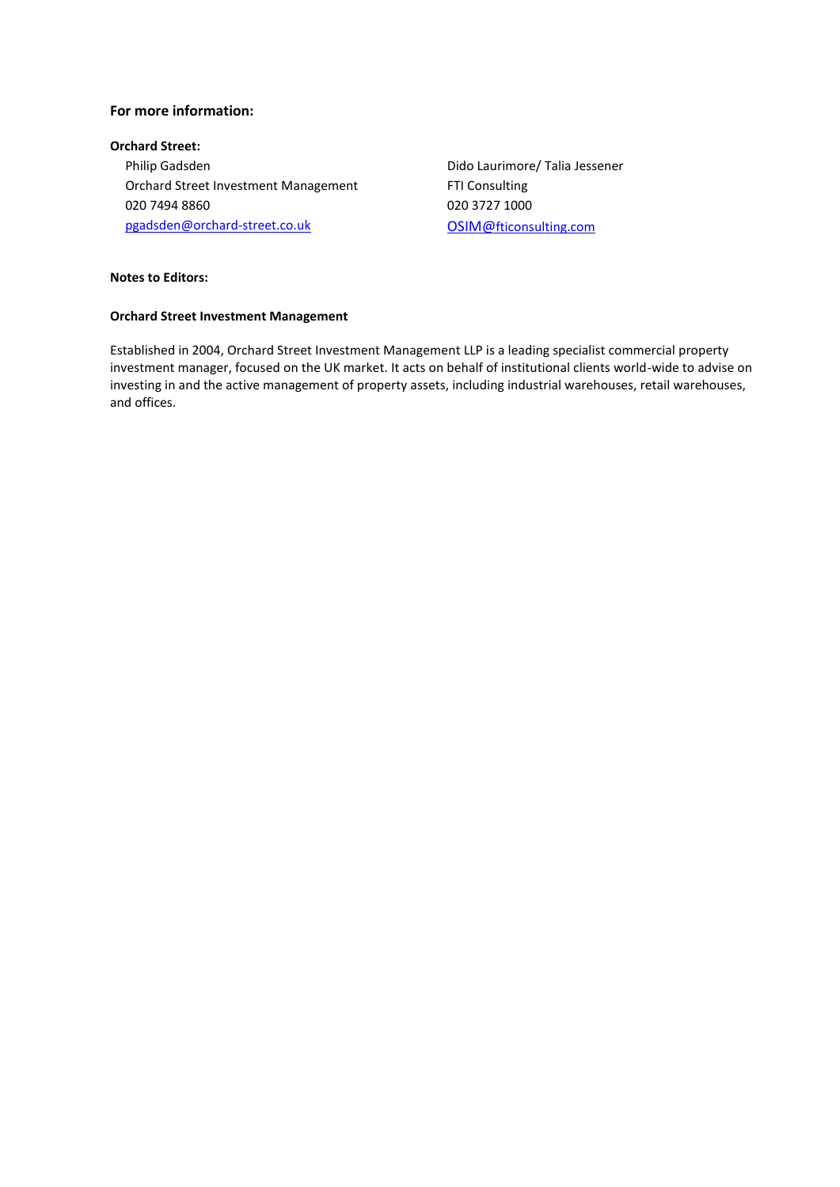**For more information:**

**Orchard Street:**

Philip Gadsden
Orchard Street Investment Management
020 7494 8860
pgadsden@orchard-street.co.uk

Dido Laurimore/ Talia Jessener
FTI Consulting
020 3727 1000
OSIM@fticonsulting.com

**Notes to Editors:**

**Orchard Street Investment Management**

Established in 2004, Orchard Street Investment Management LLP is a leading specialist commercial property investment manager, focused on the UK market. It acts on behalf of institutional clients world-wide to advise on investing in and the active management of property assets, including industrial warehouses, retail warehouses, and offices.